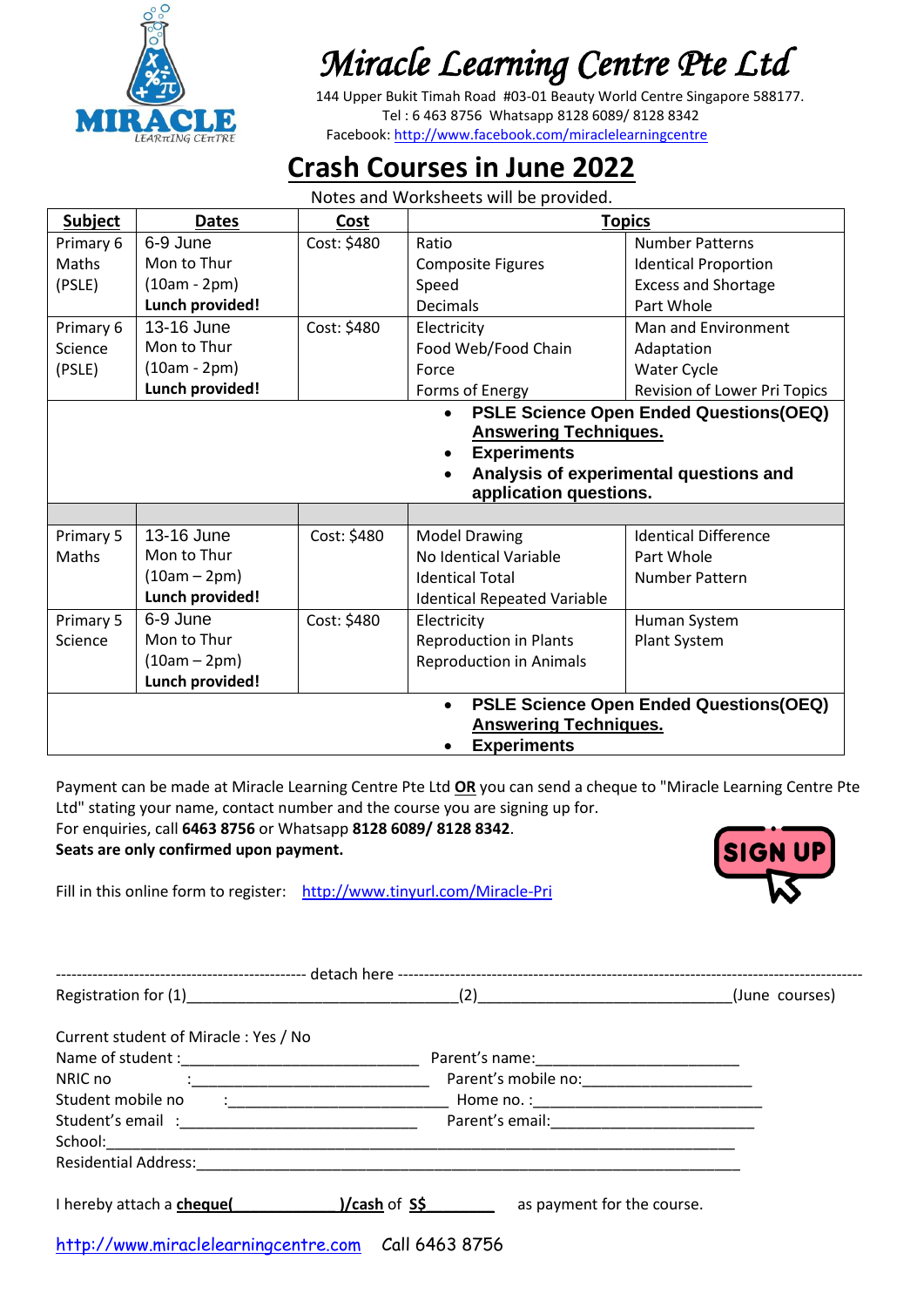# Miracle Learning Centre Pte Ltd

144 Upper Bukit Timah Road #03-01 Beauty World Centre Singapore 588177.
Tel : 6 463 8756 Whatsapp 8128 6089/ 8128 8342
Facebook: http://www.facebook.com/miraclelearningcentre

## Crash Courses in June 2022

Notes and Worksheets will be provided.

| Subject | Dates | Cost | Topics | |
|---|---|---|---|---|
| Primary 6 Maths (PSLE) | 6-9 June<br>Mon to Thur<br>(10am - 2pm)<br>**Lunch provided!** | Cost: $480 | Ratio<br>Composite Figures<br>Speed<br>Decimals | Number Patterns<br>Identical Proportion<br>Excess and Shortage<br>Part Whole |
| Primary 6 Science (PSLE) | 13-16 June<br>Mon to Thur<br>(10am - 2pm)<br>**Lunch provided!** | Cost: $480 | Electricity<br>Food Web/Food Chain<br>Force<br>Forms of Energy | Man and Environment<br>Adaptation<br>Water Cycle<br>Revision of Lower Pri Topics |
| | | | • **PSLE Science Open Ended Questions(OEQ) Answering Techniques.**<br>• **Experiments**<br>• **Analysis of experimental questions and application questions.** | |
| | | | | |
| Primary 5 Maths | 13-16 June<br>Mon to Thur<br>(10am – 2pm)<br>**Lunch provided!** | Cost: $480 | Model Drawing<br>No Identical Variable<br>Identical Total<br>Identical Repeated Variable | Identical Difference<br>Part Whole<br>Number Pattern |
| Primary 5 Science | 6-9 June<br>Mon to Thur<br>(10am – 2pm)<br>**Lunch provided!** | Cost: $480 | Electricity<br>Reproduction in Plants<br>Reproduction in Animals | Human System<br>Plant System |
| | | | • **PSLE Science Open Ended Questions(OEQ) Answering Techniques.**<br>• **Experiments** | |

Payment can be made at Miracle Learning Centre Pte Ltd **OR** you can send a cheque to "Miracle Learning Centre Pte Ltd" stating your name, contact number and the course you are signing up for.
For enquiries, call **6463 8756** or Whatsapp **8128 6089/ 8128 8342**.
**Seats are only confirmed upon payment.**

SIGN UP

Fill in this online form to register: http://www.tinyurl.com/Miracle-Pri

------------------------------------------------ detach here ------------------------------------------------

Registration for (1)______________________________(2)______________________________(June courses)

Current student of Miracle : Yes / No

Name of student :____________________________ Parent's name:________________________

NRIC no :____________________________ Parent's mobile no:____________________

Student mobile no :__________________________ Home no. :___________________________

Student's email :____________________________ Parent's email:________________________

School:____________________________________________________________________

Residential Address:________________________________________________________________

I hereby attach a **cheque(____________)/cash** of **S$________** as payment for the course.

http://www.miraclelearningcentre.com Call 6463 8756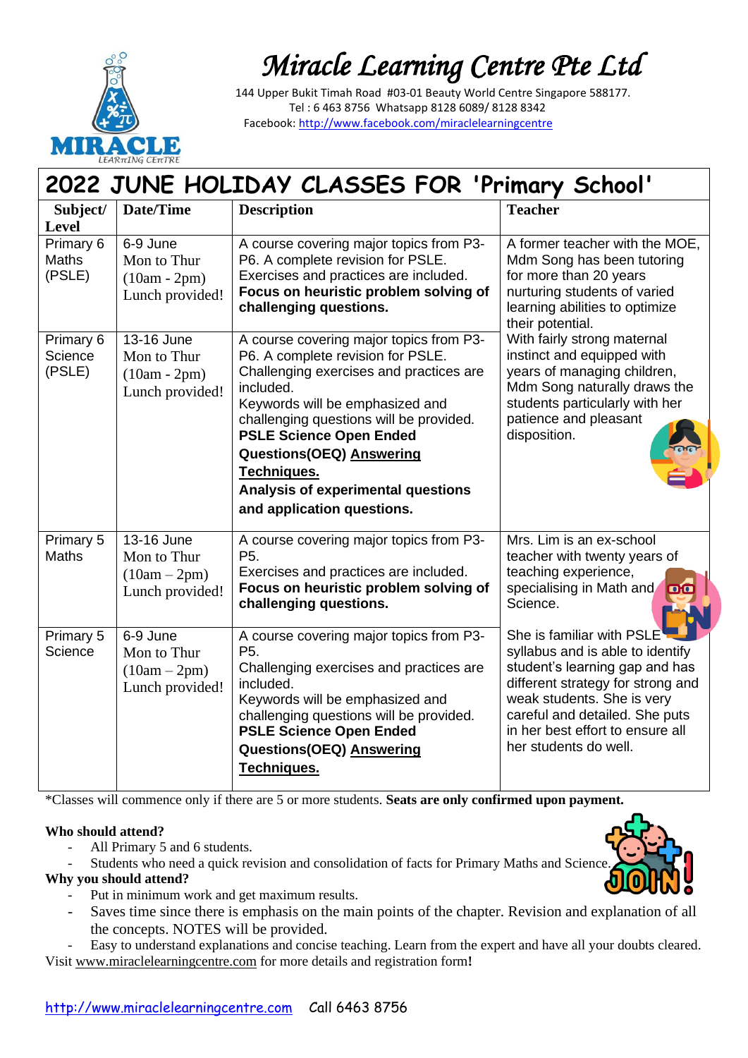# Miracle Learning Centre Pte Ltd

144 Upper Bukit Timah Road #03-01 Beauty World Centre Singapore 588177.
Tel : 6 463 8756 Whatsapp 8128 6089/ 8128 8342
Facebook: http://www.facebook.com/miraclelearningcentre

## 2022 JUNE HOLIDAY CLASSES FOR 'Primary School'

| Subject/ Level | Date/Time | Description | Teacher |
|---|---|---|---|
| Primary 6 Maths (PSLE) | 6-9 June<br>Mon to Thur<br>(10am - 2pm)<br>Lunch provided! | A course covering major topics from P3-P6. A complete revision for PSLE. Exercises and practices are included. **Focus on heuristic problem solving of challenging questions.** | A former teacher with the MOE, Mdm Song has been tutoring for more than 20 years nurturing students of varied learning abilities to optimize their potential. With fairly strong maternal instinct and equipped with years of managing children, Mdm Song naturally draws the students particularly with her patience and pleasant disposition. |
| Primary 6 Science (PSLE) | 13-16 June<br>Mon to Thur<br>(10am - 2pm)<br>Lunch provided! | A course covering major topics from P3-P6. A complete revision for PSLE. Challenging exercises and practices are included. Keywords will be emphasized and challenging questions will be provided. **PSLE Science Open Ended Questions(OEQ) Answering Techniques. Analysis of experimental questions and application questions.** | |
| Primary 5 Maths | 13-16 June<br>Mon to Thur<br>(10am – 2pm)<br>Lunch provided! | A course covering major topics from P3-P5. Exercises and practices are included. **Focus on heuristic problem solving of challenging questions.** | Mrs. Lim is an ex-school teacher with twenty years of teaching experience, specialising in Math and Science. She is familiar with PSLE syllabus and is able to identify student's learning gap and has different strategy for strong and weak students. She is very careful and detailed. She puts in her best effort to ensure all her students do well. |
| Primary 5 Science | 6-9 June<br>Mon to Thur<br>(10am – 2pm)<br>Lunch provided! | A course covering major topics from P3-P5. Challenging exercises and practices are included. Keywords will be emphasized and challenging questions will be provided. **PSLE Science Open Ended Questions(OEQ) Answering Techniques.** | |

*Classes will commence only if there are 5 or more students. **Seats are only confirmed upon payment.**

**Who should attend?**

- All Primary 5 and 6 students.
- Students who need a quick revision and consolidation of facts for Primary Maths and Science.

**Why you should attend?**

- Put in minimum work and get maximum results.
- Saves time since there is emphasis on the main points of the chapter. Revision and explanation of all the concepts. NOTES will be provided.
- Easy to understand explanations and concise teaching. Learn from the expert and have all your doubts cleared.

Visit www.miraclelearningcentre.com for more details and registration form**!**

http://www.miraclelearningcentre.com Call 6463 8756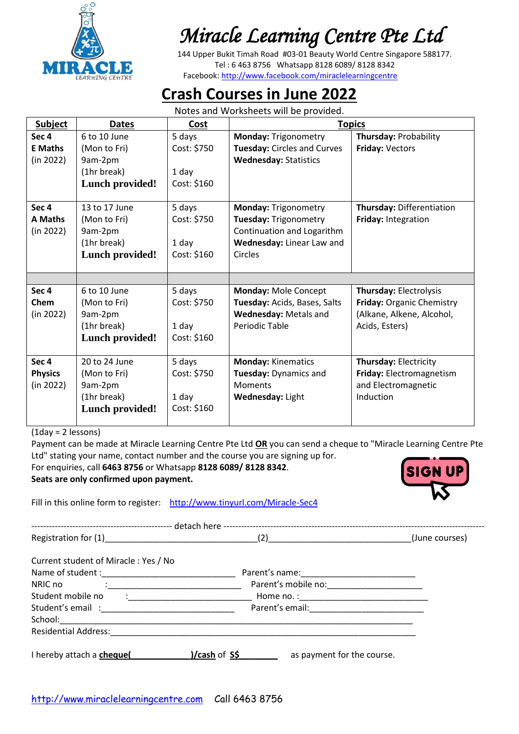# Miracle Learning Centre Pte Ltd

144 Upper Bukit Timah Road #03-01 Beauty World Centre Singapore 588177.
Tel : 6 463 8756 Whatsapp 8128 6089/ 8128 8342
Facebook: http://www.facebook.com/miraclelearningcentre

## Crash Courses in June 2022

Notes and Worksheets will be provided.

| Subject | Dates | Cost | Topics | |
|---|---|---|---|---|
| Sec 4 E Maths (in 2022) | 6 to 10 June (Mon to Fri) 9am-2pm (1hr break) **Lunch provided!** | 5 days Cost: $750<br><br>1 day Cost: $160 | **Monday:** Trigonometry<br>**Tuesday:** Circles and Curves<br>**Wednesday:** Statistics | **Thursday:** Probability<br>**Friday:** Vectors |
| Sec 4 A Maths (in 2022) | 13 to 17 June (Mon to Fri) 9am-2pm (1hr break) **Lunch provided!** | 5 days Cost: $750<br><br>1 day Cost: $160 | **Monday:** Trigonometry<br>**Tuesday:** Trigonometry Continuation and Logarithm<br>**Wednesday:** Linear Law and Circles | **Thursday:** Differentiation<br>**Friday:** Integration |
| | | | | |
| Sec 4 Chem (in 2022) | 6 to 10 June (Mon to Fri) 9am-2pm (1hr break) **Lunch provided!** | 5 days Cost: $750<br><br>1 day Cost: $160 | **Monday:** Mole Concept<br>**Tuesday:** Acids, Bases, Salts<br>**Wednesday:** Metals and Periodic Table | **Thursday:** Electrolysis<br>**Friday:** Organic Chemistry (Alkane, Alkene, Alcohol, Acids, Esters) |
| Sec 4 Physics (in 2022) | 20 to 24 June (Mon to Fri) 9am-2pm (1hr break) **Lunch provided!** | 5 days Cost: $750<br><br>1 day Cost: $160 | **Monday:** Kinematics<br>**Tuesday:** Dynamics and Moments<br>**Wednesday:** Light | **Thursday:** Electricity<br>**Friday:** Electromagnetism and Electromagnetic Induction |

(1day = 2 lessons)

Payment can be made at Miracle Learning Centre Pte Ltd **OR** you can send a cheque to "Miracle Learning Centre Pte Ltd" stating your name, contact number and the course you are signing up for.

For enquiries, call **6463 8756** or Whatsapp **8128 6089/ 8128 8342**.

**Seats are only confirmed upon payment.**

SIGN UP

Fill in this online form to register: http://www.tinyurl.com/Miracle-Sec4

------------------------------------------------ detach here ------------------------------------------------

Registration for (1)________________________________(2)______________________________(June courses)

Current student of Miracle : Yes / No

Name of student :____________________________ Parent's name:________________________

NRIC no :____________________________ Parent's mobile no:____________________

Student mobile no :__________________________ Home no. :__________________________

Student's email :____________________________ Parent's email:________________________

School:___________________________________________________________________________

Residential Address:_______________________________________________________________

I hereby attach a **cheque(____________)/cash** of **S$________** as payment for the course.

http://www.miraclelearningcentre.com Call 6463 8756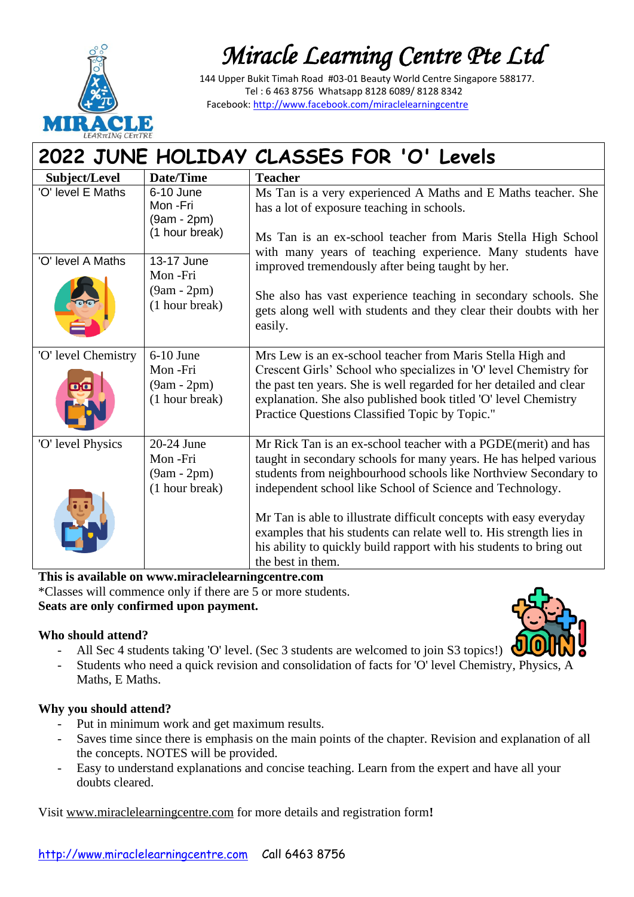# Miracle Learning Centre Pte Ltd

144 Upper Bukit Timah Road #03-01 Beauty World Centre Singapore 588177.
Tel : 6 463 8756 Whatsapp 8128 6089/ 8128 8342
Facebook: http://www.facebook.com/miraclelearningcentre

## 2022 JUNE HOLIDAY CLASSES FOR 'O' Levels

| Subject/Level | Date/Time | Teacher |
|---|---|---|
| 'O' level E Maths | 6-10 June<br>Mon -Fri<br>(9am - 2pm)<br>(1 hour break) | Ms Tan is a very experienced A Maths and E Maths teacher. She has a lot of exposure teaching in schools.<br><br>Ms Tan is an ex-school teacher from Maris Stella High School with many years of teaching experience. Many students have improved tremendously after being taught by her.<br><br>She also has vast experience teaching in secondary schools. She gets along well with students and they clear their doubts with her easily. |
| 'O' level A Maths | 13-17 June<br>Mon -Fri<br>(9am - 2pm)<br>(1 hour break) | |
| 'O' level Chemistry | 6-10 June<br>Mon -Fri<br>(9am - 2pm)<br>(1 hour break) | Mrs Lew is an ex-school teacher from Maris Stella High and Crescent Girls' School who specializes in 'O' level Chemistry for the past ten years. She is well regarded for her detailed and clear explanation. She also published book titled 'O' level Chemistry Practice Questions Classified Topic by Topic." |
| 'O' level Physics | 20-24 June<br>Mon -Fri<br>(9am - 2pm)<br>(1 hour break) | Mr Rick Tan is an ex-school teacher with a PGDE(merit) and has taught in secondary schools for many years. He has helped various students from neighbourhood schools like Northview Secondary to independent school like School of Science and Technology.<br><br>Mr Tan is able to illustrate difficult concepts with easy everyday examples that his students can relate well to. His strength lies in his ability to quickly build rapport with his students to bring out the best in them. |

**This is available on www.miraclelearningcentre.com**
*Classes will commence only if there are 5 or more students.
**Seats are only confirmed upon payment.**

**Who should attend?**

- All Sec 4 students taking 'O' level. (Sec 3 students are welcomed to join S3 topics!)
- Students who need a quick revision and consolidation of facts for 'O' level Chemistry, Physics, A Maths, E Maths.

**Why you should attend?**

- Put in minimum work and get maximum results.
- Saves time since there is emphasis on the main points of the chapter. Revision and explanation of all the concepts. NOTES will be provided.
- Easy to understand explanations and concise teaching. Learn from the expert and have all your doubts cleared.

Visit www.miraclelearningcentre.com for more details and registration form!

http://www.miraclelearningcentre.com Call 6463 8756